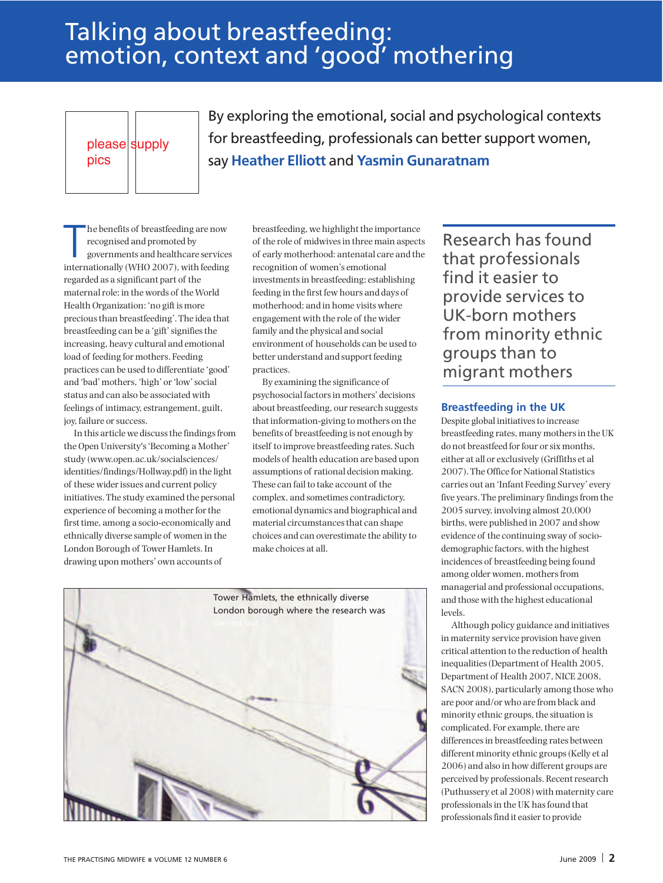# Talking about breastfeeding: emotion, context and 'good' mothering

please supply pics

By exploring the emotional, social and psychological contexts for breastfeeding, professionals can better support women, say **Heather Elliott** and **Yasmin Gunaratnam**

The benefits of breastfeeding are now recognised and promoted by governments and healthcare services internationally (WHO 2007), with feeding regarded as a significant part of the maternal role: in the words of the World Health Organization: 'no gift is more precious than breastfeeding'. The idea that breastfeeding can be a 'gift' signifies the increasing, heavy cultural and emotional load of feeding for mothers. Feeding practices can be used to differentiate 'good' and 'bad' mothers, 'high' or 'low' social status and can also be associated with feelings of intimacy, estrangement, guilt, joy, failure or success.

In this article we discuss the findings from the Open University's 'Becoming a Mother' study (www.open.ac.uk/socialsciences/identities/findings/Hollway.pdf) in the light of these wider issues and current policy initiatives. The study examined the personal experience of becoming a mother for the first time, among a socio-economically and ethnically diverse sample of women in the London Borough of Tower Hamlets. In drawing upon mothers' own accounts of breastfeeding, we highlight the importance of the role of midwives in three main aspects of early motherhood: antenatal care and the recognition of women's emotional investments in breastfeeding; establishing feeding in the first few hours and days of motherhood; and in home visits where engagement with the role of the wider family and the physical and social environment of households can be used to better understand and support feeding practices.

By examining the significance of psychosocial factors in mothers' decisions about breastfeeding, our research suggests that information-giving to mothers on the benefits of breastfeeding is not enough by itself to improve breastfeeding rates. Such models of health education are based upon assumptions of rational decision making. These can fail to take account of the complex, and sometimes contradictory, emotional dynamics and biographical and material circumstances that can shape choices and can overestimate the ability to make choices at all.

Tower Hamlets, the ethnically diverse London borough where the research was carried out

> Research has found that professionals find it easier to provide services to UK-born mothers from minority ethnic groups than to migrant mothers

## Breastfeeding in the UK

Despite global initiatives to increase breastfeeding rates, many mothers in the UK do not breastfeed for four or six months, either at all or exclusively (Griffiths et al 2007). The Office for National Statistics carries out an 'Infant Feeding Survey' every five years. The preliminary findings from the 2005 survey, involving almost 20,000 births, were published in 2007 and show evidence of the continuing sway of socio-demographic factors, with the highest incidences of breastfeeding being found among older women, mothers from managerial and professional occupations, and those with the highest educational levels.

Although policy guidance and initiatives in maternity service provision have given critical attention to the reduction of health inequalities (Department of Health 2005, Department of Health 2007, NICE 2008, SACN 2008), particularly among those who are poor and/or who are from black and minority ethnic groups, the situation is complicated. For example, there are differences in breastfeeding rates between different minority ethnic groups (Kelly et al 2006) and also in how different groups are perceived by professionals. Recent research (Puthussery et al 2008) with maternity care professionals in the UK has found that professionals find it easier to provide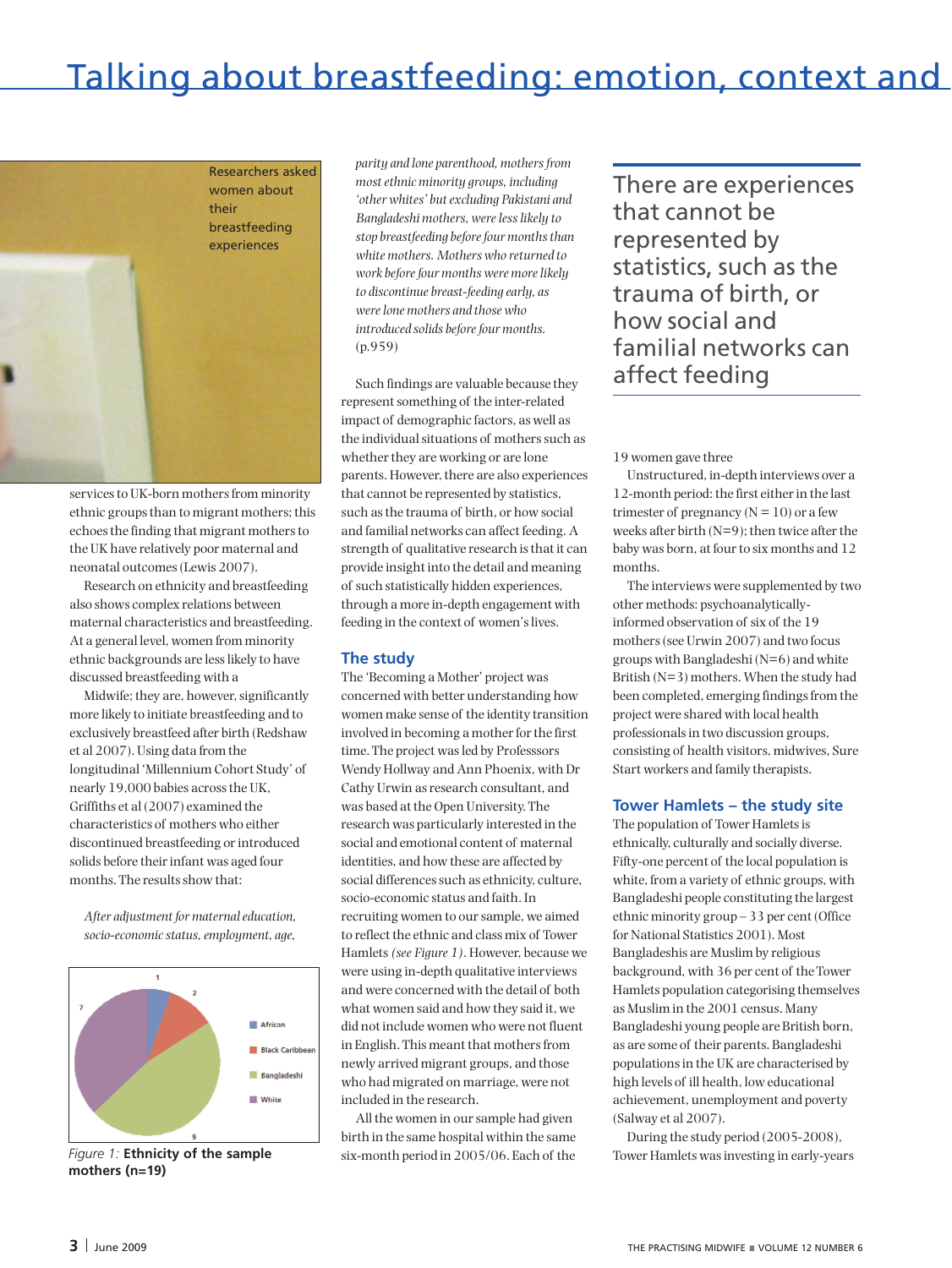Researchers asked women about their breastfeeding experiences

services to UK-born mothers from minority ethnic groups than to migrant mothers; this echoes the finding that migrant mothers to the UK have relatively poor maternal and neonatal outcomes (Lewis 2007).

Research on ethnicity and breastfeeding also shows complex relations between maternal characteristics and breastfeeding. At a general level, women from minority ethnic backgrounds are less likely to have discussed breastfeeding with a

Midwife; they are, however, significantly more likely to initiate breastfeeding and to exclusively breastfeed after birth (Redshaw et al 2007). Using data from the longitudinal 'Millennium Cohort Study' of nearly 19,000 babies across the UK, Griffiths et al (2007) examined the characteristics of mothers who either discontinued breastfeeding or introduced solids before their infant was aged four months. The results show that:

> *After adjustment for maternal education, socio-economic status, employment, age, parity and lone parenthood, mothers from most ethnic minority groups, including 'other whites' but excluding Pakistani and Bangladeshi mothers, were less likely to stop breastfeeding before four months than white mothers. Mothers who returned to work before four months were more likely to discontinue breast-feeding early, as were lone mothers and those who introduced solids before four months.* (p.959)

| Ethnicity | n |
| --- | --- |
| African | 1 |
| Black Caribbean | 2 |
| Bangladeshi | 9 |
| White | 7 |

*Figure 1:* **Ethnicity of the sample mothers (n=19)**

Such findings are valuable because they represent something of the inter-related impact of demographic factors, as well as the individual situations of mothers such as whether they are working or are lone parents. However, there are also experiences that cannot be represented by statistics, such as the trauma of birth, or how social and familial networks can affect feeding. A strength of qualitative research is that it can provide insight into the detail and meaning of such statistically hidden experiences, through a more in-depth engagement with feeding in the context of women's lives.

> There are experiences that cannot be represented by statistics, such as the trauma of birth, or how social and familial networks can affect feeding

## The study

The 'Becoming a Mother' project was concerned with better understanding how women make sense of the identity transition involved in becoming a mother for the first time. The project was led by Professsors Wendy Hollway and Ann Phoenix, with Dr Cathy Urwin as research consultant, and was based at the Open University. The research was particularly interested in the social and emotional content of maternal identities, and how these are affected by social differences such as ethnicity, culture, socio-economic status and faith. In recruiting women to our sample, we aimed to reflect the ethnic and class mix of Tower Hamlets *(see Figure 1)*. However, because we were using in-depth qualitative interviews and were concerned with the detail of both what women said and how they said it, we did not include women who were not fluent in English. This meant that mothers from newly arrived migrant groups, and those who had migrated on marriage, were not included in the research.

All the women in our sample had given birth in the same hospital within the same six-month period in 2005/06. Each of the 19 women gave three

Unstructured, in-depth interviews over a 12-month period: the first either in the last trimester of pregnancy (N = 10) or a few weeks after birth (N=9); then twice after the baby was born, at four to six months and 12 months.

The interviews were supplemented by two other methods: psychoanalytically-informed observation of six of the 19 mothers (see Urwin 2007) and two focus groups with Bangladeshi (N=6) and white British (N=3) mothers. When the study had been completed, emerging findings from the project were shared with local health professionals in two discussion groups, consisting of health visitors, midwives, Sure Start workers and family therapists.

## Tower Hamlets – the study site

The population of Tower Hamlets is ethnically, culturally and socially diverse. Fifty-one percent of the local population is white, from a variety of ethnic groups, with Bangladeshi people constituting the largest ethnic minority group – 33 per cent (Office for National Statistics 2001). Most Bangladeshis are Muslim by religious background, with 36 per cent of the Tower Hamlets population categorising themselves as Muslim in the 2001 census. Many Bangladeshi young people are British born, as are some of their parents. Bangladeshi populations in the UK are characterised by high levels of ill health, low educational achievement, unemployment and poverty (Salway et al 2007).

During the study period (2005-2008), Tower Hamlets was investing in early-years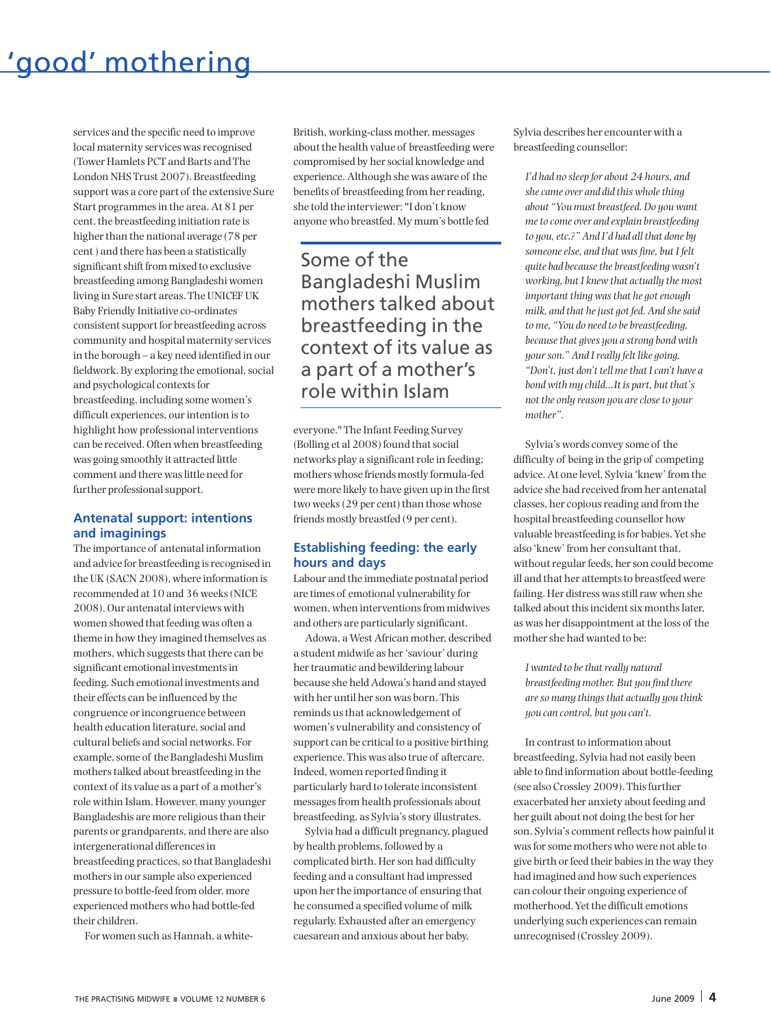services and the specific need to improve local maternity services was recognised (Tower Hamlets PCT and Barts and The London NHS Trust 2007). Breastfeeding support was a core part of the extensive Sure Start programmes in the area. At 81 per cent, the breastfeeding initiation rate is higher than the national average (78 per cent ) and there has been a statistically significant shift from mixed to exclusive breastfeeding among Bangladeshi women living in Sure start areas. The UNICEF UK Baby Friendly Initiative co-ordinates consistent support for breastfeeding across community and hospital maternity services in the borough – a key need identified in our fieldwork. By exploring the emotional, social and psychological contexts for breastfeeding, including some women's difficult experiences, our intention is to highlight how professional interventions can be received. Often when breastfeeding was going smoothly it attracted little comment and there was little need for further professional support.

## Antenatal support: intentions and imaginings

The importance of antenatal information and advice for breastfeeding is recognised in the UK (SACN 2008), where information is recommended at 10 and 36 weeks (NICE 2008). Our antenatal interviews with women showed that feeding was often a theme in how they imagined themselves as mothers, which suggests that there can be significant emotional investments in feeding. Such emotional investments and their effects can be influenced by the congruence or incongruence between health education literature, social and cultural beliefs and social networks. For example, some of the Bangladeshi Muslim mothers talked about breastfeeding in the context of its value as a part of a mother's role within Islam. However, many younger Bangladeshis are more religious than their parents or grandparents, and there are also intergenerational differences in breastfeeding practices, so that Bangladeshi mothers in our sample also experienced pressure to bottle-feed from older, more experienced mothers who had bottle-fed their children.

For women such as Hannah, a white-British, working-class mother, messages about the health value of breastfeeding were compromised by her social knowledge and experience. Although she was aware of the benefits of breastfeeding from her reading, she told the interviewer: "I don't know anyone who breastfed. My mum's bottle fed everyone." The Infant Feeding Survey (Bolling et al 2008) found that social networks play a significant role in feeding; mothers whose friends mostly formula-fed were more likely to have given up in the first two weeks (29 per cent) than those whose friends mostly breastfed (9 per cent).

> Some of the Bangladeshi Muslim mothers talked about breastfeeding in the context of its value as a part of a mother's role within Islam

## Establishing feeding: the early hours and days

Labour and the immediate postnatal period are times of emotional vulnerability for women, when interventions from midwives and others are particularly significant.

Adowa, a West African mother, described a student midwife as her 'saviour' during her traumatic and bewildering labour because she held Adowa's hand and stayed with her until her son was born. This reminds us that acknowledgement of women's vulnerability and consistency of support can be critical to a positive birthing experience. This was also true of aftercare. Indeed, women reported finding it particularly hard to tolerate inconsistent messages from health professionals about breastfeeding, as Sylvia's story illustrates.

Sylvia had a difficult pregnancy, plagued by health problems, followed by a complicated birth. Her son had difficulty feeding and a consultant had impressed upon her the importance of ensuring that he consumed a specified volume of milk regularly. Exhausted after an emergency caesarean and anxious about her baby, Sylvia describes her encounter with a breastfeeding counsellor:

> *I'd had no sleep for about 24 hours, and she came over and did this whole thing about "You must breastfeed. Do you want me to come over and explain breastfeeding to you, etc.?" And I'd had all that done by someone else, and that was fine, but I felt quite bad because the breastfeeding wasn't working, but I knew that actually the most important thing was that he got enough milk, and that he just got fed. And she said to me, "You do need to be breastfeeding, because that gives you a strong bond with your son." And I really felt like going, "Don't, just don't tell me that I can't have a bond with my child...It is part, but that's not the only reason you are close to your mother".*

Sylvia's words convey some of the difficulty of being in the grip of competing advice. At one level, Sylvia 'knew' from the advice she had received from her antenatal classes, her copious reading and from the hospital breastfeeding counsellor how valuable breastfeeding is for babies. Yet she also 'knew' from her consultant that, without regular feeds, her son could become ill and that her attempts to breastfeed were failing. Her distress was still raw when she talked about this incident six months later, as was her disappointment at the loss of the mother she had wanted to be:

> *I wanted to be that really natural breastfeeding mother. But you find there are so many things that actually you think you can control, but you can't.*

In contrast to information about breastfeeding, Sylvia had not easily been able to find information about bottle-feeding (see also Crossley 2009). This further exacerbated her anxiety about feeding and her guilt about not doing the best for her son. Sylvia's comment reflects how painful it was for some mothers who were not able to give birth or feed their babies in the way they had imagined and how such experiences can colour their ongoing experience of motherhood. Yet the difficult emotions underlying such experiences can remain unrecognised (Crossley 2009).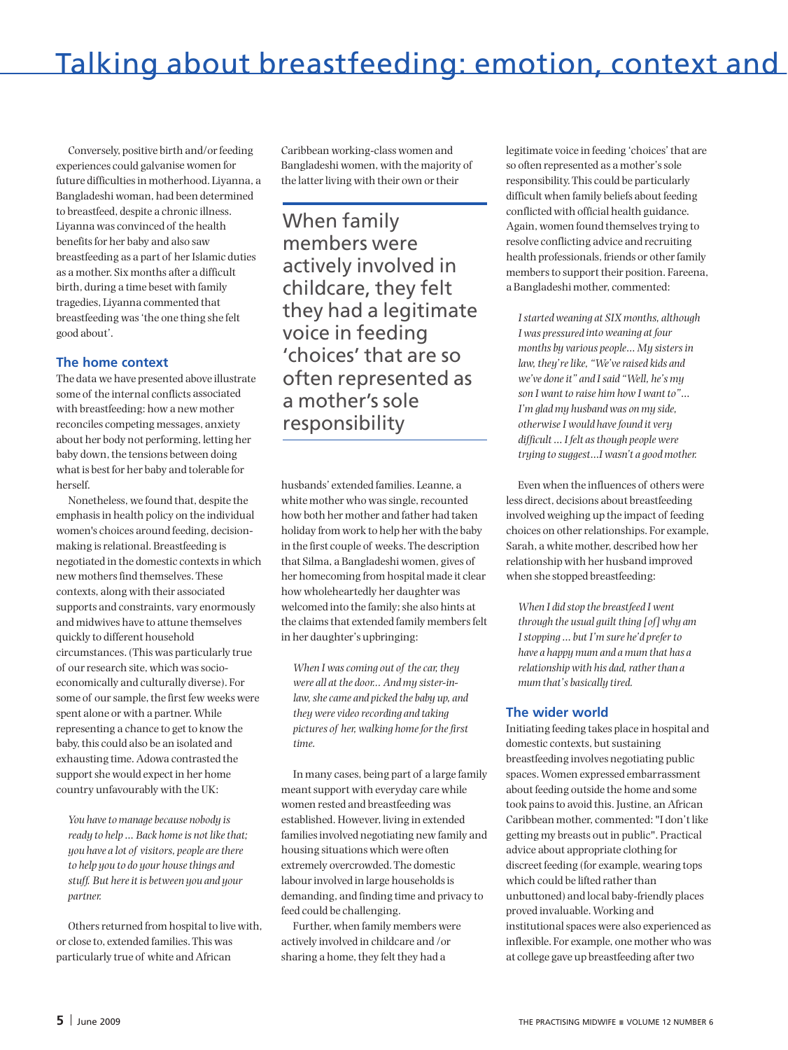Conversely, positive birth and/or feeding experiences could galvanise women for future difficulties in motherhood. Liyanna, a Bangladeshi woman, had been determined to breastfeed, despite a chronic illness. Liyanna was convinced of the health benefits for her baby and also saw breastfeeding as a part of her Islamic duties as a mother. Six months after a difficult birth, during a time beset with family tragedies, Liyanna commented that breastfeeding was 'the one thing she felt good about'.

## The home context

The data we have presented above illustrate some of the internal conflicts associated with breastfeeding: how a new mother reconciles competing messages, anxiety about her body not performing, letting her baby down, the tensions between doing what is best for her baby and tolerable for herself.

Nonetheless, we found that, despite the emphasis in health policy on the individual women's choices around feeding, decision-making is relational. Breastfeeding is negotiated in the domestic contexts in which new mothers find themselves. These contexts, along with their associated supports and constraints, vary enormously and midwives have to attune themselves quickly to different household circumstances. (This was particularly true of our research site, which was socio-economically and culturally diverse). For some of our sample, the first few weeks were spent alone or with a partner. While representing a chance to get to know the baby, this could also be an isolated and exhausting time. Adowa contrasted the support she would expect in her home country unfavourably with the UK:

> *You have to manage because nobody is ready to help ... Back home is not like that; you have a lot of visitors, people are there to help you to do your house things and stuff. But here it is between you and your partner.*

Others returned from hospital to live with, or close to, extended families. This was particularly true of white and African Caribbean working-class women and Bangladeshi women, with the majority of the latter living with their own or their husbands' extended families. Leanne, a white mother who was single, recounted how both her mother and father had taken holiday from work to help her with the baby in the first couple of weeks. The description that Silma, a Bangladeshi women, gives of her homecoming from hospital made it clear how wholeheartedly her daughter was welcomed into the family; she also hints at the claims that extended family members felt in her daughter's upbringing:

> *When I was coming out of the car, they were all at the door... And my sister-in-law, she came and picked the baby up, and they were video recording and taking pictures of her, walking home for the first time.*

In many cases, being part of a large family meant support with everyday care while women rested and breastfeeding was established. However, living in extended families involved negotiating new family and housing situations which were often extremely overcrowded. The domestic labour involved in large households is demanding, and finding time and privacy to feed could be challenging.

> When family members were actively involved in childcare, they felt they had a legitimate voice in feeding 'choices' that are so often represented as a mother's sole responsibility

Further, when family members were actively involved in childcare and /or sharing a home, they felt they had a legitimate voice in feeding 'choices' that are so often represented as a mother's sole responsibility. This could be particularly difficult when family beliefs about feeding conflicted with official health guidance. Again, women found themselves trying to resolve conflicting advice and recruiting health professionals, friends or other family members to support their position. Fareena, a Bangladeshi mother, commented:

> *I started weaning at SIX months, although I was pressured into weaning at four months by various people... My sisters in law, they're like, "We've raised kids and we've done it" and I said "Well, he's my son I want to raise him how I want to"... I'm glad my husband was on my side, otherwise I would have found it very difficult ... I felt as though people were trying to suggest...I wasn't a good mother.*

Even when the influences of others were less direct, decisions about breastfeeding involved weighing up the impact of feeding choices on other relationships. For example, Sarah, a white mother, described how her relationship with her husband improved when she stopped breastfeeding:

> *When I did stop the breastfeed I went through the usual guilt thing [of] why am I stopping ... but I'm sure he'd prefer to have a happy mum and a mum that has a relationship with his dad, rather than a mum that's basically tired.*

## The wider world

Initiating feeding takes place in hospital and domestic contexts, but sustaining breastfeeding involves negotiating public spaces. Women expressed embarrassment about feeding outside the home and some took pains to avoid this. Justine, an African Caribbean mother, commented: "I don't like getting my breasts out in public". Practical advice about appropriate clothing for discreet feeding (for example, wearing tops which could be lifted rather than unbuttoned) and local baby-friendly places proved invaluable. Working and institutional spaces were also experienced as inflexible. For example, one mother who was at college gave up breastfeeding after two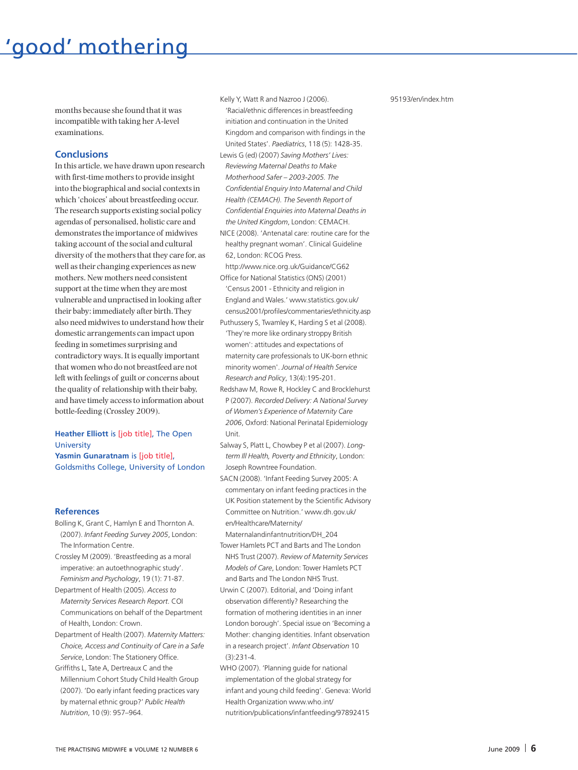months because she found that it was incompatible with taking her A-level examinations.

## Conclusions

In this article, we have drawn upon research with first-time mothers to provide insight into the biographical and social contexts in which 'choices' about breastfeeding occur. The research supports existing social policy agendas of personalised, holistic care and demonstrates the importance of midwives taking account of the social and cultural diversity of the mothers that they care for, as well as their changing experiences as new mothers. New mothers need consistent support at the time when they are most vulnerable and unpractised in looking after their baby: immediately after birth. They also need midwives to understand how their domestic arrangements can impact upon feeding in sometimes surprising and contradictory ways. It is equally important that women who do not breastfeed are not left with feelings of guilt or concerns about the quality of relationship with their baby, and have timely access to information about bottle-feeding (Crossley 2009).

**Heather Elliott** is [job title], The Open University
**Yasmin Gunaratnam** is [job title], Goldsmiths College, University of London

## References

Bolling K, Grant C, Hamlyn E and Thornton A. (2007). *Infant Feeding Survey 2005*, London: The Information Centre.

Crossley M (2009). 'Breastfeeding as a moral imperative: an autoethnographic study'. *Feminism and Psychology*, 19 (1): 71-87.

Department of Health (2005). *Access to Maternity Services Research Report*. COI Communications on behalf of the Department of Health, London: Crown.

Department of Health (2007). *Maternity Matters: Choice, Access and Continuity of Care in a Safe Service*, London: The Stationery Office.

Griffiths L, Tate A, Dertreaux C and the Millennium Cohort Study Child Health Group (2007). 'Do early infant feeding practices vary by maternal ethnic group?' *Public Health Nutrition*, 10 (9): 957–964.

Kelly Y, Watt R and Nazroo J (2006). 'Racial/ethnic differences in breastfeeding initiation and continuation in the United Kingdom and comparison with findings in the United States'. *Paediatrics*, 118 (5): 1428-35.

Lewis G (ed) (2007) *Saving Mothers' Lives: Reviewing Maternal Deaths to Make Motherhood Safer – 2003-2005. The Confidential Enquiry Into Maternal and Child Health (CEMACH). The Seventh Report of Confidential Enquiries into Maternal Deaths in the United Kingdom*, London: CEMACH.

NICE (2008). 'Antenatal care: routine care for the healthy pregnant woman'. Clinical Guideline 62, London: RCOG Press. http://www.nice.org.uk/Guidance/CG62

Office for National Statistics (ONS) (2001) 'Census 2001 - Ethnicity and religion in England and Wales.' www.statistics.gov.uk/census2001/profiles/commentaries/ethnicity.asp

Puthussery S, Twamley K, Harding S et al (2008). 'They're more like ordinary stroppy British women': attitudes and expectations of maternity care professionals to UK-born ethnic minority women'. *Journal of Health Service Research and Policy*, 13(4):195-201.

Redshaw M, Rowe R, Hockley C and Brocklehurst P (2007). *Recorded Delivery: A National Survey of Women's Experience of Maternity Care 2006*, Oxford: National Perinatal Epidemiology Unit.

Salway S, Platt L, Chowbey P et al (2007). *Long-term Ill Health, Poverty and Ethnicity*, London: Joseph Rowntree Foundation.

SACN (2008). 'Infant Feeding Survey 2005: A commentary on infant feeding practices in the UK Position statement by the Scientific Advisory Committee on Nutrition.' www.dh.gov.uk/en/Healthcare/Maternity/Maternalandinfantnutrition/DH_204

Tower Hamlets PCT and Barts and The London NHS Trust (2007). *Review of Maternity Services Models of Care*, London: Tower Hamlets PCT and Barts and The London NHS Trust.

Urwin C (2007). Editorial, and 'Doing infant observation differently? Researching the formation of mothering identities in an inner London borough'. Special issue on 'Becoming a Mother: changing identities. Infant observation in a research project'. *Infant Observation* 10 (3):231-4.

WHO (2007). 'Planning guide for national implementation of the global strategy for infant and young child feeding'. Geneva: World Health Organization www.who.int/nutrition/publications/infantfeeding/9789241595193/en/index.htm